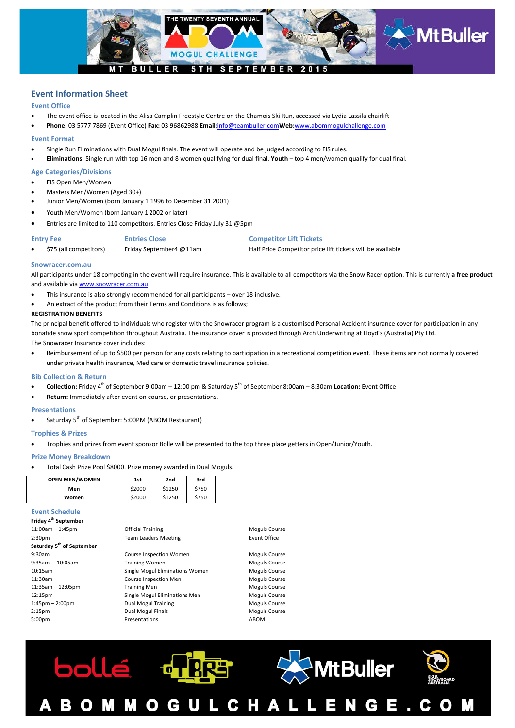THE TWENTY SEVENTH ANNUAL ABOM MOGUL CHALLENGE

MT BULLER 5TH SEPTEMBER 2015

## Event Information Sheet

### Event Office

- The event office is located in the Alisa Camplin Freestyle Centre on the Chamois Ski Run, accessed via Lydia Lassila chairlift
- **Phone:** 03 5777 7869 (Event Office) **Fax:** 03 96862988 **Email:**info@teambuller.com**Web:**www.abommogulchallenge.com

### Event Format

- Single Run Eliminations with Dual Mogul finals. The event will operate and be judged according to FIS rules.
- **Eliminations**: Single run with top 16 men and 8 women qualifying for dual final. **Youth** – top 4 men/women qualify for dual final.

### Age Categories/Divisions

- FIS Open Men/Women
- Masters Men/Women (Aged 30+)
- Junior Men/Women (born January 1 1996 to December 31 2001)
- Youth Men/Women (born January 1 2002 or later)
- Entries are limited to 110 competitors. Entries Close Friday July 31 @5pm

### Entry Fee

- $75 (all competitors)

### Entries Close

Friday September4 @11am

### Competitor Lift Tickets

Half Price Competitor price lift tickets will be available

### Snowracer.com.au

All participants under 18 competing in the event will require insurance. This is available to all competitors via the Snow Racer option. This is currently **a free product** and available via www.snowracer.com.au

- This insurance is also strongly recommended for all participants – over 18 inclusive.
- An extract of the product from their Terms and Conditions is as follows;

**REGISTRATION BENEFITS**

The principal benefit offered to individuals who register with the Snowracer program is a customised Personal Accident insurance cover for participation in any bonafide snow sport competition throughout Australia. The insurance cover is provided through Arch Underwriting at Lloyd's (Australia) Pty Ltd.

The Snowracer Insurance cover includes:

- Reimbursement of up to $500 per person for any costs relating to participation in a recreational competition event. These items are not normally covered under private health insurance, Medicare or domestic travel insurance policies.

### Bib Collection & Return

- **Collection:** Friday 4th of September 9:00am – 12:00 pm & Saturday 5th of September 8:00am – 8:30am **Location:** Event Office
- **Return:** Immediately after event on course, or presentations.

### Presentations

- Saturday 5th of September: 5:00PM (ABOM Restaurant)

### Trophies & Prizes

- Trophies and prizes from event sponsor Bolle will be presented to the top three place getters in Open/Junior/Youth.

### Prize Money Breakdown

- Total Cash Prize Pool $8000. Prize money awarded in Dual Moguls.

| OPEN MEN/WOMEN | 1st | 2nd | 3rd |
|---|---|---|---|
| Men | $2000 | $1250 | $750 |
| Women | $2000 | $1250 | $750 |

### Event Schedule

| | | |
|---|---|---|
| **Friday 4th September** | | |
| 11:00am – 1:45pm | Official Training | Moguls Course |
| 2:30pm | Team Leaders Meeting | Event Office |
| **Saturday 5th of September** | | |
| 9:30am | Course Inspection Women | Moguls Course |
| 9:35am – 10:05am | Training Women | Moguls Course |
| 10:15am | Single Mogul Eliminations Women | Moguls Course |
| 11:30am | Course Inspection Men | Moguls Course |
| 11:35am – 12:05pm | Training Men | Moguls Course |
| 12:15pm | Single Mogul Eliminations Men | Moguls Course |
| 1:45pm – 2:00pm | Dual Mogul Training | Moguls Course |
| 2:15pm | Dual Mogul Finals | Moguls Course |
| 5:00pm | Presentations | ABOM |

ABOMMOGULCHALLENGE.COM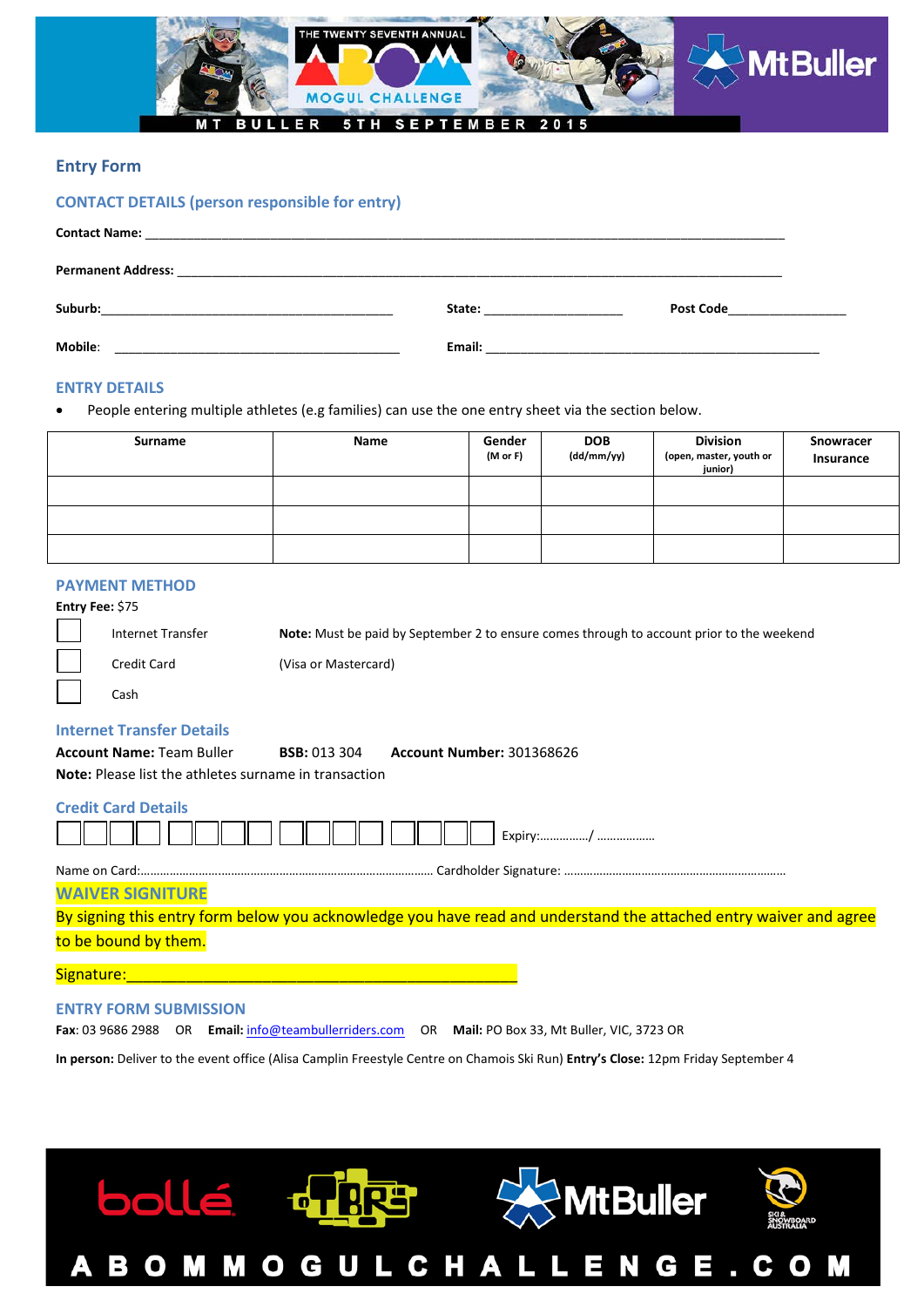THE TWENTY SEVENTH ANNUAL ABOM MOGUL CHALLENGE

MT BULLER 5TH SEPTEMBER 2015

## Entry Form

### CONTACT DETAILS (person responsible for entry)

**Contact Name:** ______________________________________________________________________________

**Permanent Address:** __________________________________________________________________________

**Suburb:**________________________________________ **State:** ____________________ **Post Code**_________________

**Mobile**: __________________________________________ **Email:** ________________________________________________

### ENTRY DETAILS

- People entering multiple athletes (e.g families) can use the one entry sheet via the section below.

| Surname | Name | Gender (M or F) | DOB (dd/mm/yy) | Division (open, master, youth or junior) | Snowracer Insurance |
|---|---|---|---|---|---|
| | | | | | |
| | | | | | |
| | | | | | |

### PAYMENT METHOD

**Entry Fee:** $75

☐ Internet Transfer — **Note:** Must be paid by September 2 to ensure comes through to account prior to the weekend

☐ Credit Card — (Visa or Mastercard)

☐ Cash

### Internet Transfer Details

**Account Name:** Team Buller **BSB:** 013 304 **Account Number:** 301368626

**Note:** Please list the athletes surname in transaction

### Credit Card Details

☐☐☐☐ ☐☐☐☐ ☐☐☐☐ ☐☐☐☐ Expiry:……………/ ………………

Name on Card:……………………………………………………………………………… Cardholder Signature: ……………………………………………………………

### WAIVER SIGNITURE

By signing this entry form below you acknowledge you have read and understand the attached entry waiver and agree to be bound by them.

Signature:_____________________________________________

### ENTRY FORM SUBMISSION

**Fax**: 03 9686 2988 OR **Email:** info@teambullerriders.com OR **Mail:** PO Box 33, Mt Buller, VIC, 3723 OR

**In person:** Deliver to the event office (Alisa Camplin Freestyle Centre on Chamois Ski Run) **Entry's Close:** 12pm Friday September 4

ABOMMOGULCHALLENGE.COM